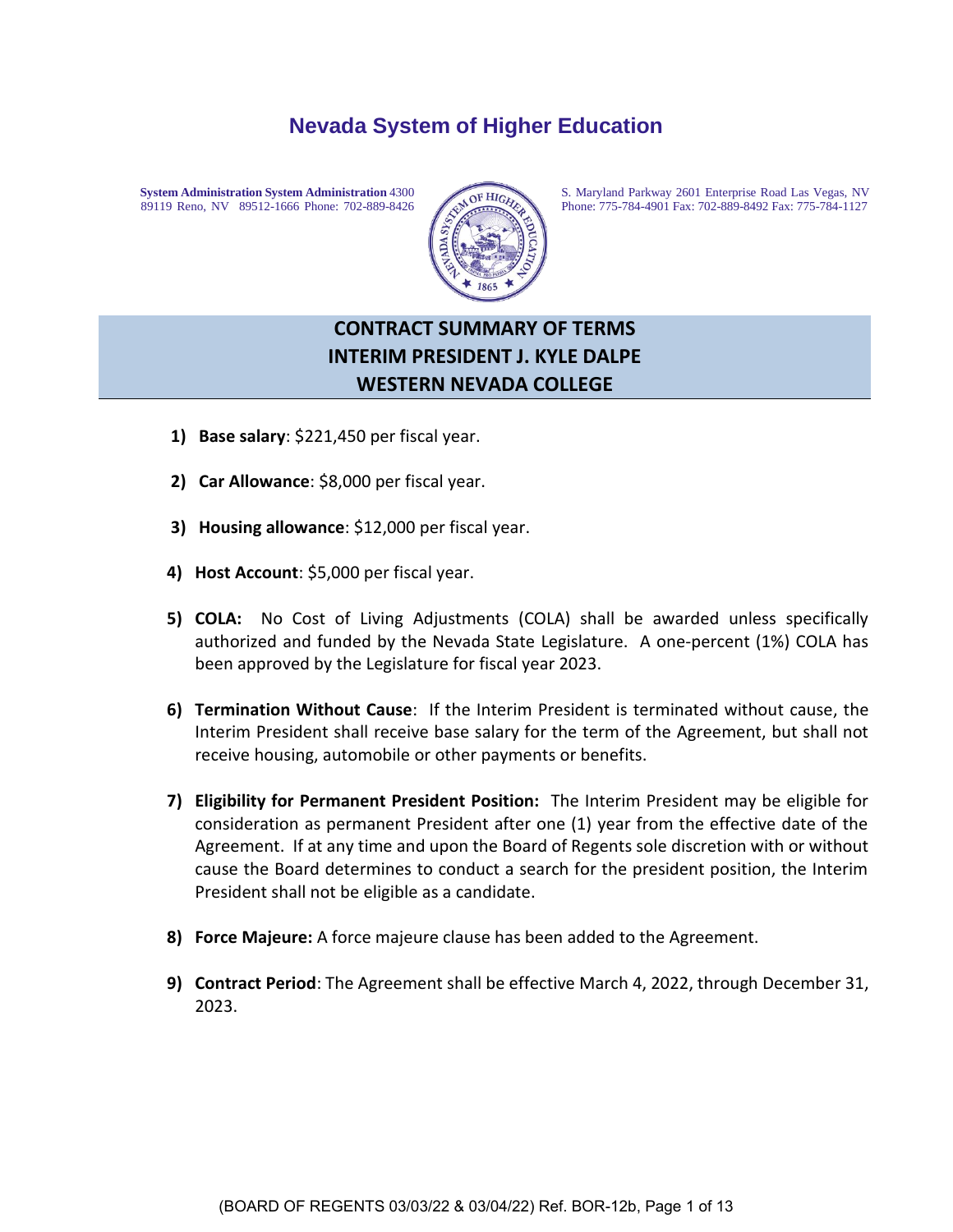# Nevada System of Higher Education

**System Administration System Administration** 4300 S. Maryland Parkway 2601 Enterprise Road Las Vegas, NV 89119 Reno, NV 89512-1666 Phone: 702-889-8426 Phone: 775-784-4901 Fax: 702-889-8492 Fax: 775-784-1127

## CONTRACT SUMMARY OF TERMS
## INTERIM PRESIDENT J. KYLE DALPE
## WESTERN NEVADA COLLEGE

1) **Base salary**: $221,450 per fiscal year.

2) **Car Allowance**: $8,000 per fiscal year.

3) **Housing allowance**: $12,000 per fiscal year.

4) **Host Account**: $5,000 per fiscal year.

5) **COLA:** No Cost of Living Adjustments (COLA) shall be awarded unless specifically authorized and funded by the Nevada State Legislature. A one-percent (1%) COLA has been approved by the Legislature for fiscal year 2023.

6) **Termination Without Cause**: If the Interim President is terminated without cause, the Interim President shall receive base salary for the term of the Agreement, but shall not receive housing, automobile or other payments or benefits.

7) **Eligibility for Permanent President Position:** The Interim President may be eligible for consideration as permanent President after one (1) year from the effective date of the Agreement. If at any time and upon the Board of Regents sole discretion with or without cause the Board determines to conduct a search for the president position, the Interim President shall not be eligible as a candidate.

8) **Force Majeure:** A force majeure clause has been added to the Agreement.

9) **Contract Period**: The Agreement shall be effective March 4, 2022, through December 31, 2023.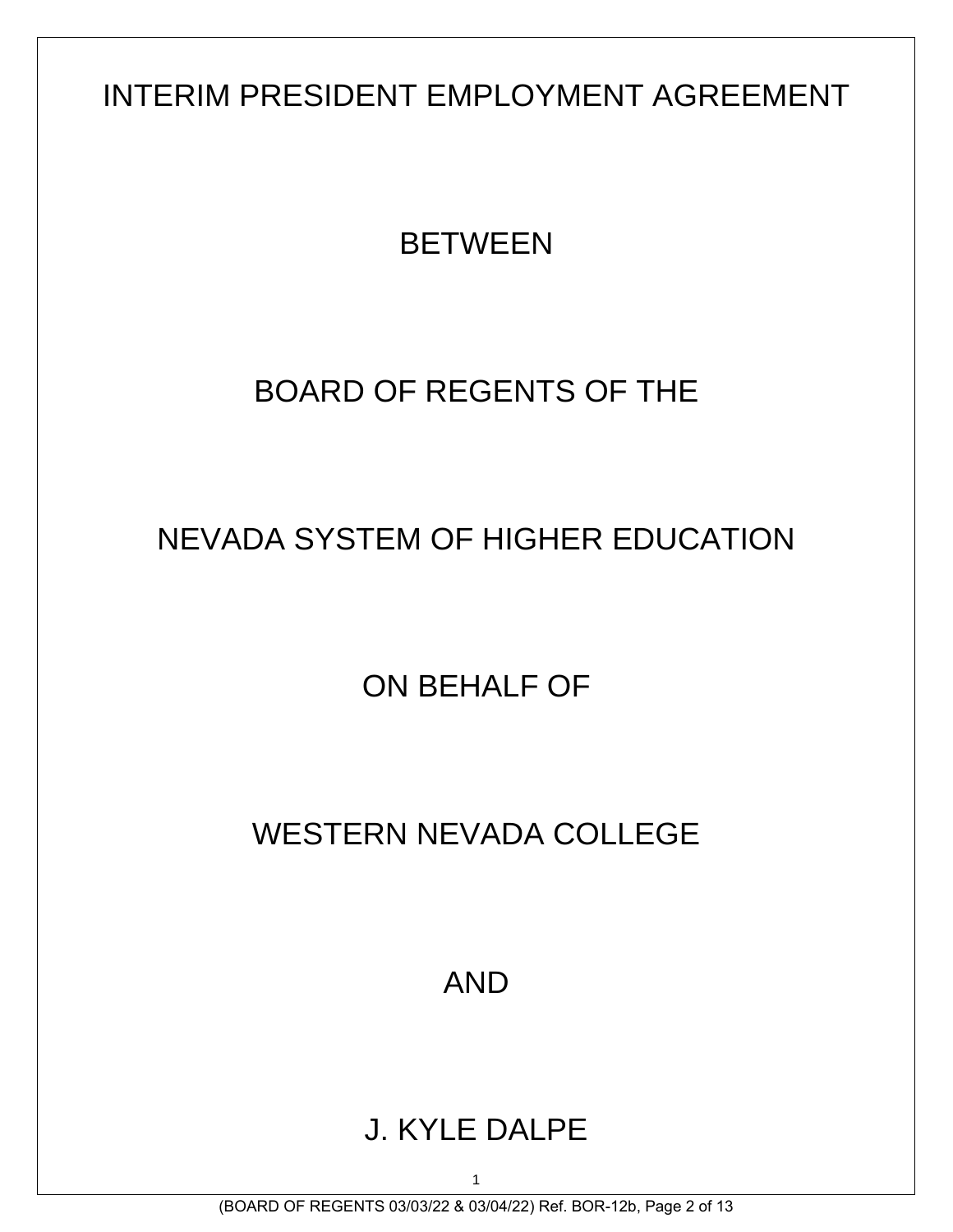# INTERIM PRESIDENT EMPLOYMENT AGREEMENT

BETWEEN

BOARD OF REGENTS OF THE

NEVADA SYSTEM OF HIGHER EDUCATION

ON BEHALF OF

WESTERN NEVADA COLLEGE

AND

J. KYLE DALPE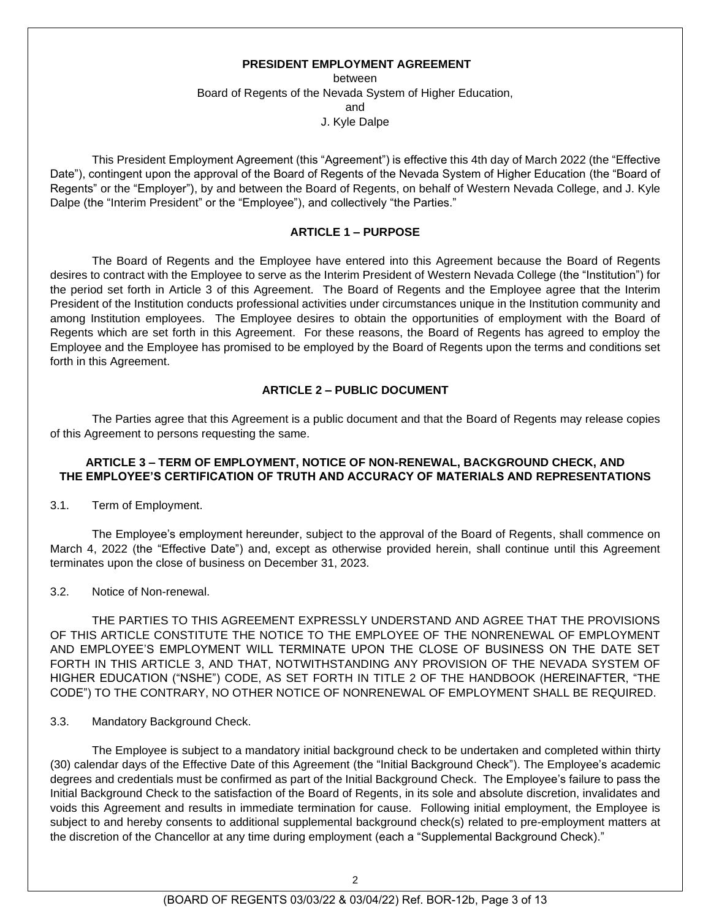**PRESIDENT EMPLOYMENT AGREEMENT**

between
Board of Regents of the Nevada System of Higher Education,
and
J. Kyle Dalpe

This President Employment Agreement (this "Agreement") is effective this 4th day of March 2022 (the "Effective Date"), contingent upon the approval of the Board of Regents of the Nevada System of Higher Education (the "Board of Regents" or the "Employer"), by and between the Board of Regents, on behalf of Western Nevada College, and J. Kyle Dalpe (the "Interim President" or the "Employee"), and collectively "the Parties."

## ARTICLE 1 – PURPOSE

The Board of Regents and the Employee have entered into this Agreement because the Board of Regents desires to contract with the Employee to serve as the Interim President of Western Nevada College (the "Institution") for the period set forth in Article 3 of this Agreement. The Board of Regents and the Employee agree that the Interim President of the Institution conducts professional activities under circumstances unique in the Institution community and among Institution employees. The Employee desires to obtain the opportunities of employment with the Board of Regents which are set forth in this Agreement. For these reasons, the Board of Regents has agreed to employ the Employee and the Employee has promised to be employed by the Board of Regents upon the terms and conditions set forth in this Agreement.

## ARTICLE 2 – PUBLIC DOCUMENT

The Parties agree that this Agreement is a public document and that the Board of Regents may release copies of this Agreement to persons requesting the same.

## ARTICLE 3 – TERM OF EMPLOYMENT, NOTICE OF NON-RENEWAL, BACKGROUND CHECK, AND THE EMPLOYEE'S CERTIFICATION OF TRUTH AND ACCURACY OF MATERIALS AND REPRESENTATIONS

3.1. Term of Employment.

The Employee's employment hereunder, subject to the approval of the Board of Regents, shall commence on March 4, 2022 (the "Effective Date") and, except as otherwise provided herein, shall continue until this Agreement terminates upon the close of business on December 31, 2023.

3.2. Notice of Non-renewal.

THE PARTIES TO THIS AGREEMENT EXPRESSLY UNDERSTAND AND AGREE THAT THE PROVISIONS OF THIS ARTICLE CONSTITUTE THE NOTICE TO THE EMPLOYEE OF THE NONRENEWAL OF EMPLOYMENT AND EMPLOYEE'S EMPLOYMENT WILL TERMINATE UPON THE CLOSE OF BUSINESS ON THE DATE SET FORTH IN THIS ARTICLE 3, AND THAT, NOTWITHSTANDING ANY PROVISION OF THE NEVADA SYSTEM OF HIGHER EDUCATION ("NSHE") CODE, AS SET FORTH IN TITLE 2 OF THE HANDBOOK (HEREINAFTER, "THE CODE") TO THE CONTRARY, NO OTHER NOTICE OF NONRENEWAL OF EMPLOYMENT SHALL BE REQUIRED.

3.3. Mandatory Background Check.

The Employee is subject to a mandatory initial background check to be undertaken and completed within thirty (30) calendar days of the Effective Date of this Agreement (the "Initial Background Check"). The Employee's academic degrees and credentials must be confirmed as part of the Initial Background Check. The Employee's failure to pass the Initial Background Check to the satisfaction of the Board of Regents, in its sole and absolute discretion, invalidates and voids this Agreement and results in immediate termination for cause. Following initial employment, the Employee is subject to and hereby consents to additional supplemental background check(s) related to pre-employment matters at the discretion of the Chancellor at any time during employment (each a "Supplemental Background Check)."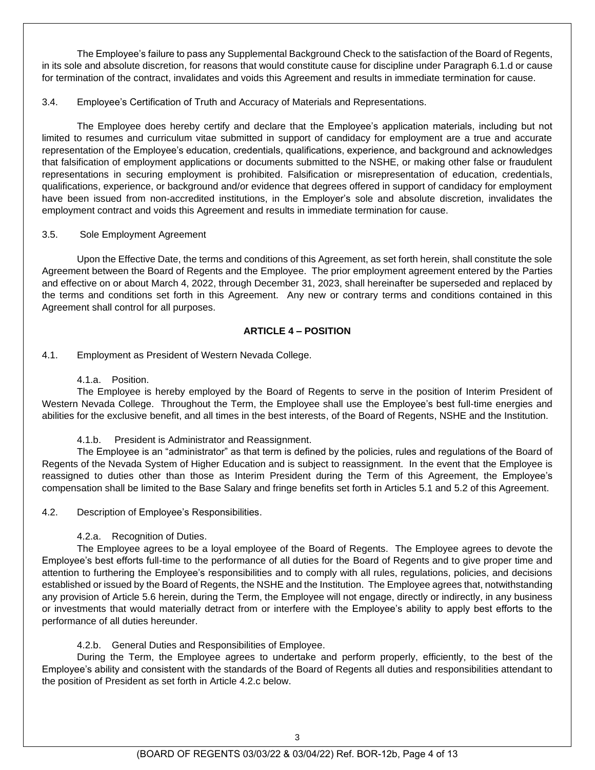The Employee's failure to pass any Supplemental Background Check to the satisfaction of the Board of Regents, in its sole and absolute discretion, for reasons that would constitute cause for discipline under Paragraph 6.1.d or cause for termination of the contract, invalidates and voids this Agreement and results in immediate termination for cause.

3.4. Employee's Certification of Truth and Accuracy of Materials and Representations.

The Employee does hereby certify and declare that the Employee's application materials, including but not limited to resumes and curriculum vitae submitted in support of candidacy for employment are a true and accurate representation of the Employee's education, credentials, qualifications, experience, and background and acknowledges that falsification of employment applications or documents submitted to the NSHE, or making other false or fraudulent representations in securing employment is prohibited. Falsification or misrepresentation of education, credentials, qualifications, experience, or background and/or evidence that degrees offered in support of candidacy for employment have been issued from non-accredited institutions, in the Employer's sole and absolute discretion, invalidates the employment contract and voids this Agreement and results in immediate termination for cause.

3.5. Sole Employment Agreement

Upon the Effective Date, the terms and conditions of this Agreement, as set forth herein, shall constitute the sole Agreement between the Board of Regents and the Employee. The prior employment agreement entered by the Parties and effective on or about March 4, 2022, through December 31, 2023, shall hereinafter be superseded and replaced by the terms and conditions set forth in this Agreement. Any new or contrary terms and conditions contained in this Agreement shall control for all purposes.

## ARTICLE 4 – POSITION

4.1. Employment as President of Western Nevada College.

4.1.a. Position.

The Employee is hereby employed by the Board of Regents to serve in the position of Interim President of Western Nevada College. Throughout the Term, the Employee shall use the Employee's best full-time energies and abilities for the exclusive benefit, and all times in the best interests, of the Board of Regents, NSHE and the Institution.

4.1.b. President is Administrator and Reassignment.

The Employee is an "administrator" as that term is defined by the policies, rules and regulations of the Board of Regents of the Nevada System of Higher Education and is subject to reassignment. In the event that the Employee is reassigned to duties other than those as Interim President during the Term of this Agreement, the Employee's compensation shall be limited to the Base Salary and fringe benefits set forth in Articles 5.1 and 5.2 of this Agreement.

4.2. Description of Employee's Responsibilities.

4.2.a. Recognition of Duties.

The Employee agrees to be a loyal employee of the Board of Regents. The Employee agrees to devote the Employee's best efforts full-time to the performance of all duties for the Board of Regents and to give proper time and attention to furthering the Employee's responsibilities and to comply with all rules, regulations, policies, and decisions established or issued by the Board of Regents, the NSHE and the Institution. The Employee agrees that, notwithstanding any provision of Article 5.6 herein, during the Term, the Employee will not engage, directly or indirectly, in any business or investments that would materially detract from or interfere with the Employee's ability to apply best efforts to the performance of all duties hereunder.

4.2.b. General Duties and Responsibilities of Employee.

During the Term, the Employee agrees to undertake and perform properly, efficiently, to the best of the Employee's ability and consistent with the standards of the Board of Regents all duties and responsibilities attendant to the position of President as set forth in Article 4.2.c below.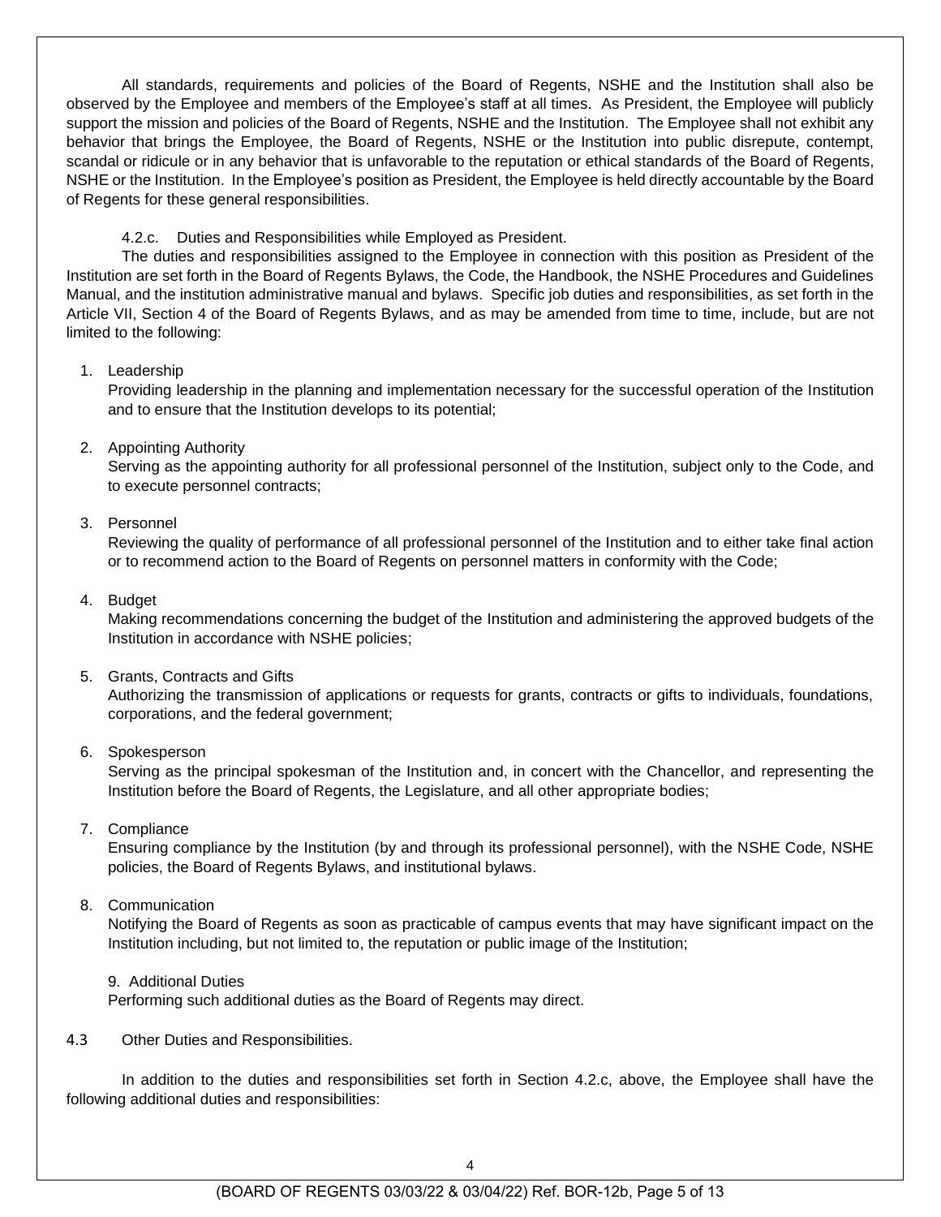All standards, requirements and policies of the Board of Regents, NSHE and the Institution shall also be observed by the Employee and members of the Employee's staff at all times. As President, the Employee will publicly support the mission and policies of the Board of Regents, NSHE and the Institution. The Employee shall not exhibit any behavior that brings the Employee, the Board of Regents, NSHE or the Institution into public disrepute, contempt, scandal or ridicule or in any behavior that is unfavorable to the reputation or ethical standards of the Board of Regents, NSHE or the Institution. In the Employee's position as President, the Employee is held directly accountable by the Board of Regents for these general responsibilities.

4.2.c. Duties and Responsibilities while Employed as President.

The duties and responsibilities assigned to the Employee in connection with this position as President of the Institution are set forth in the Board of Regents Bylaws, the Code, the Handbook, the NSHE Procedures and Guidelines Manual, and the institution administrative manual and bylaws. Specific job duties and responsibilities, as set forth in the Article VII, Section 4 of the Board of Regents Bylaws, and as may be amended from time to time, include, but are not limited to the following:

1. Leadership
   Providing leadership in the planning and implementation necessary for the successful operation of the Institution and to ensure that the Institution develops to its potential;

2. Appointing Authority
   Serving as the appointing authority for all professional personnel of the Institution, subject only to the Code, and to execute personnel contracts;

3. Personnel
   Reviewing the quality of performance of all professional personnel of the Institution and to either take final action or to recommend action to the Board of Regents on personnel matters in conformity with the Code;

4. Budget
   Making recommendations concerning the budget of the Institution and administering the approved budgets of the Institution in accordance with NSHE policies;

5. Grants, Contracts and Gifts
   Authorizing the transmission of applications or requests for grants, contracts or gifts to individuals, foundations, corporations, and the federal government;

6. Spokesperson
   Serving as the principal spokesman of the Institution and, in concert with the Chancellor, and representing the Institution before the Board of Regents, the Legislature, and all other appropriate bodies;

7. Compliance
   Ensuring compliance by the Institution (by and through its professional personnel), with the NSHE Code, NSHE policies, the Board of Regents Bylaws, and institutional bylaws.

8. Communication
   Notifying the Board of Regents as soon as practicable of campus events that may have significant impact on the Institution including, but not limited to, the reputation or public image of the Institution;

9. Additional Duties
   Performing such additional duties as the Board of Regents may direct.

4.3 Other Duties and Responsibilities.

In addition to the duties and responsibilities set forth in Section 4.2.c, above, the Employee shall have the following additional duties and responsibilities: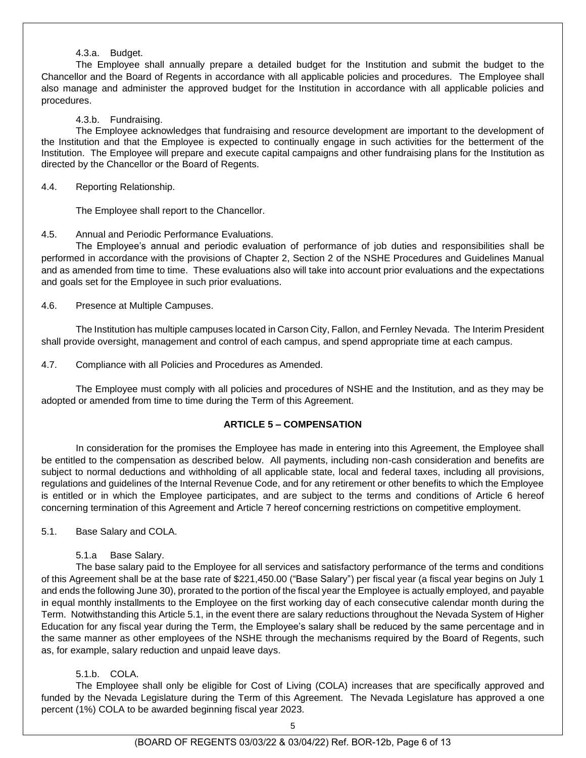4.3.a. Budget.

The Employee shall annually prepare a detailed budget for the Institution and submit the budget to the Chancellor and the Board of Regents in accordance with all applicable policies and procedures. The Employee shall also manage and administer the approved budget for the Institution in accordance with all applicable policies and procedures.

4.3.b. Fundraising.

The Employee acknowledges that fundraising and resource development are important to the development of the Institution and that the Employee is expected to continually engage in such activities for the betterment of the Institution. The Employee will prepare and execute capital campaigns and other fundraising plans for the Institution as directed by the Chancellor or the Board of Regents.

4.4. Reporting Relationship.

The Employee shall report to the Chancellor.

4.5. Annual and Periodic Performance Evaluations.

The Employee's annual and periodic evaluation of performance of job duties and responsibilities shall be performed in accordance with the provisions of Chapter 2, Section 2 of the NSHE Procedures and Guidelines Manual and as amended from time to time. These evaluations also will take into account prior evaluations and the expectations and goals set for the Employee in such prior evaluations.

4.6. Presence at Multiple Campuses.

The Institution has multiple campuses located in Carson City, Fallon, and Fernley Nevada. The Interim President shall provide oversight, management and control of each campus, and spend appropriate time at each campus.

4.7. Compliance with all Policies and Procedures as Amended.

The Employee must comply with all policies and procedures of NSHE and the Institution, and as they may be adopted or amended from time to time during the Term of this Agreement.

## ARTICLE 5 – COMPENSATION

In consideration for the promises the Employee has made in entering into this Agreement, the Employee shall be entitled to the compensation as described below. All payments, including non-cash consideration and benefits are subject to normal deductions and withholding of all applicable state, local and federal taxes, including all provisions, regulations and guidelines of the Internal Revenue Code, and for any retirement or other benefits to which the Employee is entitled or in which the Employee participates, and are subject to the terms and conditions of Article 6 hereof concerning termination of this Agreement and Article 7 hereof concerning restrictions on competitive employment.

5.1. Base Salary and COLA.

5.1.a Base Salary.

The base salary paid to the Employee for all services and satisfactory performance of the terms and conditions of this Agreement shall be at the base rate of $221,450.00 ("Base Salary") per fiscal year (a fiscal year begins on July 1 and ends the following June 30), prorated to the portion of the fiscal year the Employee is actually employed, and payable in equal monthly installments to the Employee on the first working day of each consecutive calendar month during the Term. Notwithstanding this Article 5.1, in the event there are salary reductions throughout the Nevada System of Higher Education for any fiscal year during the Term, the Employee's salary shall be reduced by the same percentage and in the same manner as other employees of the NSHE through the mechanisms required by the Board of Regents, such as, for example, salary reduction and unpaid leave days.

5.1.b. COLA.

The Employee shall only be eligible for Cost of Living (COLA) increases that are specifically approved and funded by the Nevada Legislature during the Term of this Agreement. The Nevada Legislature has approved a one percent (1%) COLA to be awarded beginning fiscal year 2023.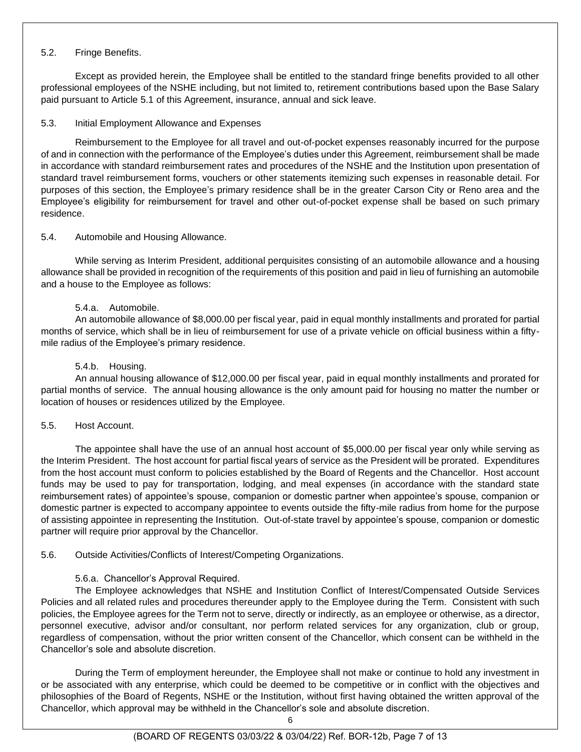5.2. Fringe Benefits.

Except as provided herein, the Employee shall be entitled to the standard fringe benefits provided to all other professional employees of the NSHE including, but not limited to, retirement contributions based upon the Base Salary paid pursuant to Article 5.1 of this Agreement, insurance, annual and sick leave.

5.3. Initial Employment Allowance and Expenses

Reimbursement to the Employee for all travel and out-of-pocket expenses reasonably incurred for the purpose of and in connection with the performance of the Employee's duties under this Agreement, reimbursement shall be made in accordance with standard reimbursement rates and procedures of the NSHE and the Institution upon presentation of standard travel reimbursement forms, vouchers or other statements itemizing such expenses in reasonable detail. For purposes of this section, the Employee's primary residence shall be in the greater Carson City or Reno area and the Employee's eligibility for reimbursement for travel and other out-of-pocket expense shall be based on such primary residence.

5.4. Automobile and Housing Allowance.

While serving as Interim President, additional perquisites consisting of an automobile allowance and a housing allowance shall be provided in recognition of the requirements of this position and paid in lieu of furnishing an automobile and a house to the Employee as follows:

5.4.a. Automobile.
An automobile allowance of $8,000.00 per fiscal year, paid in equal monthly installments and prorated for partial months of service, which shall be in lieu of reimbursement for use of a private vehicle on official business within a fifty-mile radius of the Employee's primary residence.

5.4.b. Housing.
An annual housing allowance of $12,000.00 per fiscal year, paid in equal monthly installments and prorated for partial months of service. The annual housing allowance is the only amount paid for housing no matter the number or location of houses or residences utilized by the Employee.

5.5. Host Account.

The appointee shall have the use of an annual host account of $5,000.00 per fiscal year only while serving as the Interim President. The host account for partial fiscal years of service as the President will be prorated. Expenditures from the host account must conform to policies established by the Board of Regents and the Chancellor. Host account funds may be used to pay for transportation, lodging, and meal expenses (in accordance with the standard state reimbursement rates) of appointee's spouse, companion or domestic partner when appointee's spouse, companion or domestic partner is expected to accompany appointee to events outside the fifty-mile radius from home for the purpose of assisting appointee in representing the Institution. Out-of-state travel by appointee's spouse, companion or domestic partner will require prior approval by the Chancellor.

5.6. Outside Activities/Conflicts of Interest/Competing Organizations.

5.6.a. Chancellor's Approval Required.
The Employee acknowledges that NSHE and Institution Conflict of Interest/Compensated Outside Services Policies and all related rules and procedures thereunder apply to the Employee during the Term. Consistent with such policies, the Employee agrees for the Term not to serve, directly or indirectly, as an employee or otherwise, as a director, personnel executive, advisor and/or consultant, nor perform related services for any organization, club or group, regardless of compensation, without the prior written consent of the Chancellor, which consent can be withheld in the Chancellor's sole and absolute discretion.

During the Term of employment hereunder, the Employee shall not make or continue to hold any investment in or be associated with any enterprise, which could be deemed to be competitive or in conflict with the objectives and philosophies of the Board of Regents, NSHE or the Institution, without first having obtained the written approval of the Chancellor, which approval may be withheld in the Chancellor's sole and absolute discretion.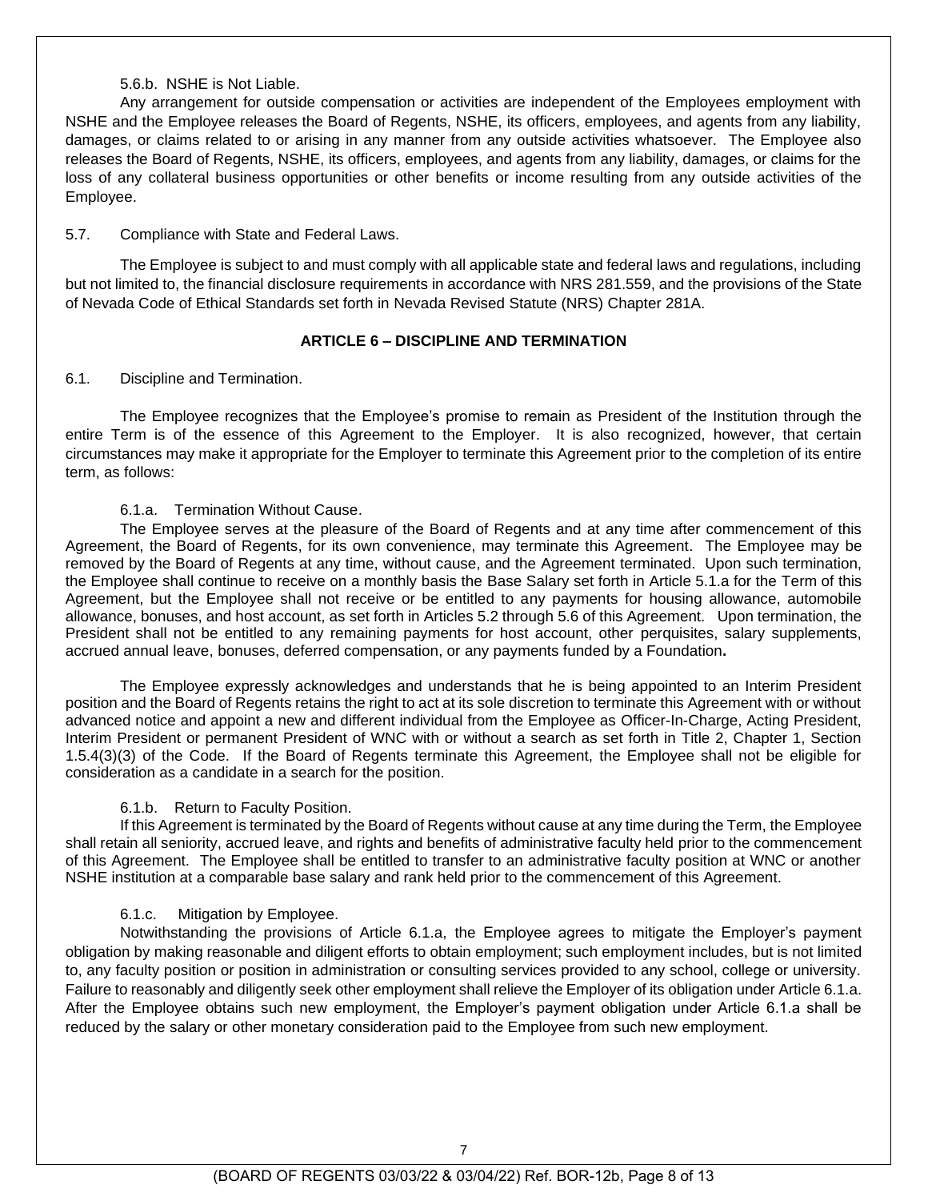5.6.b. NSHE is Not Liable.

Any arrangement for outside compensation or activities are independent of the Employees employment with NSHE and the Employee releases the Board of Regents, NSHE, its officers, employees, and agents from any liability, damages, or claims related to or arising in any manner from any outside activities whatsoever. The Employee also releases the Board of Regents, NSHE, its officers, employees, and agents from any liability, damages, or claims for the loss of any collateral business opportunities or other benefits or income resulting from any outside activities of the Employee.

5.7. Compliance with State and Federal Laws.

The Employee is subject to and must comply with all applicable state and federal laws and regulations, including but not limited to, the financial disclosure requirements in accordance with NRS 281.559, and the provisions of the State of Nevada Code of Ethical Standards set forth in Nevada Revised Statute (NRS) Chapter 281A.

## ARTICLE 6 – DISCIPLINE AND TERMINATION

6.1. Discipline and Termination.

The Employee recognizes that the Employee's promise to remain as President of the Institution through the entire Term is of the essence of this Agreement to the Employer. It is also recognized, however, that certain circumstances may make it appropriate for the Employer to terminate this Agreement prior to the completion of its entire term, as follows:

6.1.a. Termination Without Cause.

The Employee serves at the pleasure of the Board of Regents and at any time after commencement of this Agreement, the Board of Regents, for its own convenience, may terminate this Agreement. The Employee may be removed by the Board of Regents at any time, without cause, and the Agreement terminated. Upon such termination, the Employee shall continue to receive on a monthly basis the Base Salary set forth in Article 5.1.a for the Term of this Agreement, but the Employee shall not receive or be entitled to any payments for housing allowance, automobile allowance, bonuses, and host account, as set forth in Articles 5.2 through 5.6 of this Agreement. Upon termination, the President shall not be entitled to any remaining payments for host account, other perquisites, salary supplements, accrued annual leave, bonuses, deferred compensation, or any payments funded by a Foundation**.**

The Employee expressly acknowledges and understands that he is being appointed to an Interim President position and the Board of Regents retains the right to act at its sole discretion to terminate this Agreement with or without advanced notice and appoint a new and different individual from the Employee as Officer-In-Charge, Acting President, Interim President or permanent President of WNC with or without a search as set forth in Title 2, Chapter 1, Section 1.5.4(3)(3) of the Code. If the Board of Regents terminate this Agreement, the Employee shall not be eligible for consideration as a candidate in a search for the position.

6.1.b. Return to Faculty Position.

If this Agreement is terminated by the Board of Regents without cause at any time during the Term, the Employee shall retain all seniority, accrued leave, and rights and benefits of administrative faculty held prior to the commencement of this Agreement. The Employee shall be entitled to transfer to an administrative faculty position at WNC or another NSHE institution at a comparable base salary and rank held prior to the commencement of this Agreement.

6.1.c. Mitigation by Employee.

Notwithstanding the provisions of Article 6.1.a, the Employee agrees to mitigate the Employer's payment obligation by making reasonable and diligent efforts to obtain employment; such employment includes, but is not limited to, any faculty position or position in administration or consulting services provided to any school, college or university. Failure to reasonably and diligently seek other employment shall relieve the Employer of its obligation under Article 6.1.a. After the Employee obtains such new employment, the Employer's payment obligation under Article 6.1.a shall be reduced by the salary or other monetary consideration paid to the Employee from such new employment.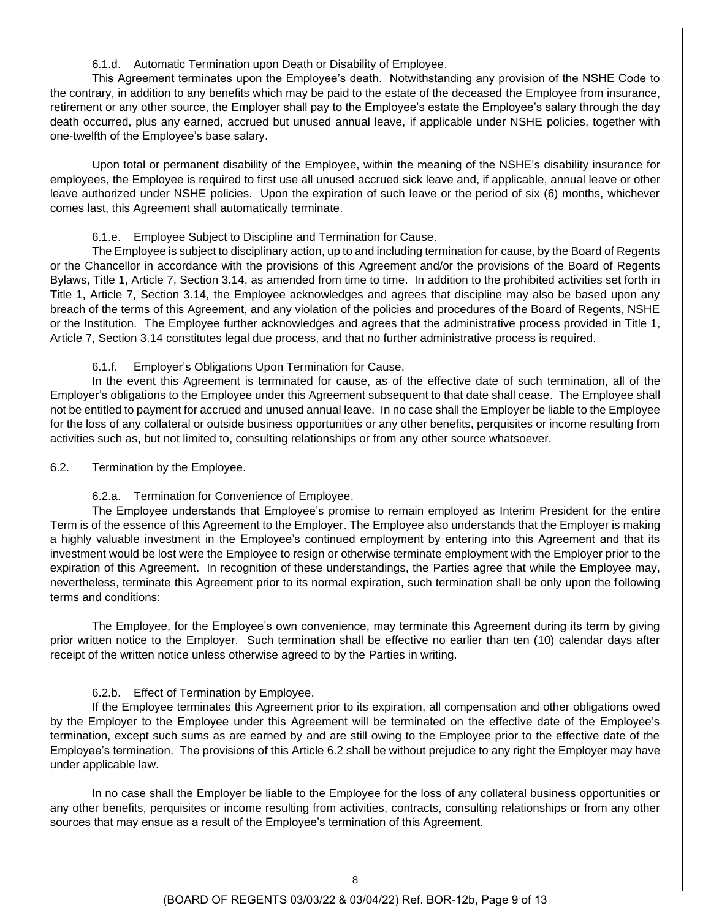6.1.d. Automatic Termination upon Death or Disability of Employee.

This Agreement terminates upon the Employee's death. Notwithstanding any provision of the NSHE Code to the contrary, in addition to any benefits which may be paid to the estate of the deceased the Employee from insurance, retirement or any other source, the Employer shall pay to the Employee's estate the Employee's salary through the day death occurred, plus any earned, accrued but unused annual leave, if applicable under NSHE policies, together with one-twelfth of the Employee's base salary.

Upon total or permanent disability of the Employee, within the meaning of the NSHE's disability insurance for employees, the Employee is required to first use all unused accrued sick leave and, if applicable, annual leave or other leave authorized under NSHE policies. Upon the expiration of such leave or the period of six (6) months, whichever comes last, this Agreement shall automatically terminate.

6.1.e. Employee Subject to Discipline and Termination for Cause.

The Employee is subject to disciplinary action, up to and including termination for cause, by the Board of Regents or the Chancellor in accordance with the provisions of this Agreement and/or the provisions of the Board of Regents Bylaws, Title 1, Article 7, Section 3.14, as amended from time to time. In addition to the prohibited activities set forth in Title 1, Article 7, Section 3.14, the Employee acknowledges and agrees that discipline may also be based upon any breach of the terms of this Agreement, and any violation of the policies and procedures of the Board of Regents, NSHE or the Institution. The Employee further acknowledges and agrees that the administrative process provided in Title 1, Article 7, Section 3.14 constitutes legal due process, and that no further administrative process is required.

6.1.f. Employer's Obligations Upon Termination for Cause.

In the event this Agreement is terminated for cause, as of the effective date of such termination, all of the Employer's obligations to the Employee under this Agreement subsequent to that date shall cease. The Employee shall not be entitled to payment for accrued and unused annual leave. In no case shall the Employer be liable to the Employee for the loss of any collateral or outside business opportunities or any other benefits, perquisites or income resulting from activities such as, but not limited to, consulting relationships or from any other source whatsoever.

6.2. Termination by the Employee.

6.2.a. Termination for Convenience of Employee.

The Employee understands that Employee's promise to remain employed as Interim President for the entire Term is of the essence of this Agreement to the Employer. The Employee also understands that the Employer is making a highly valuable investment in the Employee's continued employment by entering into this Agreement and that its investment would be lost were the Employee to resign or otherwise terminate employment with the Employer prior to the expiration of this Agreement. In recognition of these understandings, the Parties agree that while the Employee may, nevertheless, terminate this Agreement prior to its normal expiration, such termination shall be only upon the following terms and conditions:

The Employee, for the Employee's own convenience, may terminate this Agreement during its term by giving prior written notice to the Employer. Such termination shall be effective no earlier than ten (10) calendar days after receipt of the written notice unless otherwise agreed to by the Parties in writing.

6.2.b. Effect of Termination by Employee.

If the Employee terminates this Agreement prior to its expiration, all compensation and other obligations owed by the Employer to the Employee under this Agreement will be terminated on the effective date of the Employee's termination, except such sums as are earned by and are still owing to the Employee prior to the effective date of the Employee's termination. The provisions of this Article 6.2 shall be without prejudice to any right the Employer may have under applicable law.

In no case shall the Employer be liable to the Employee for the loss of any collateral business opportunities or any other benefits, perquisites or income resulting from activities, contracts, consulting relationships or from any other sources that may ensue as a result of the Employee's termination of this Agreement.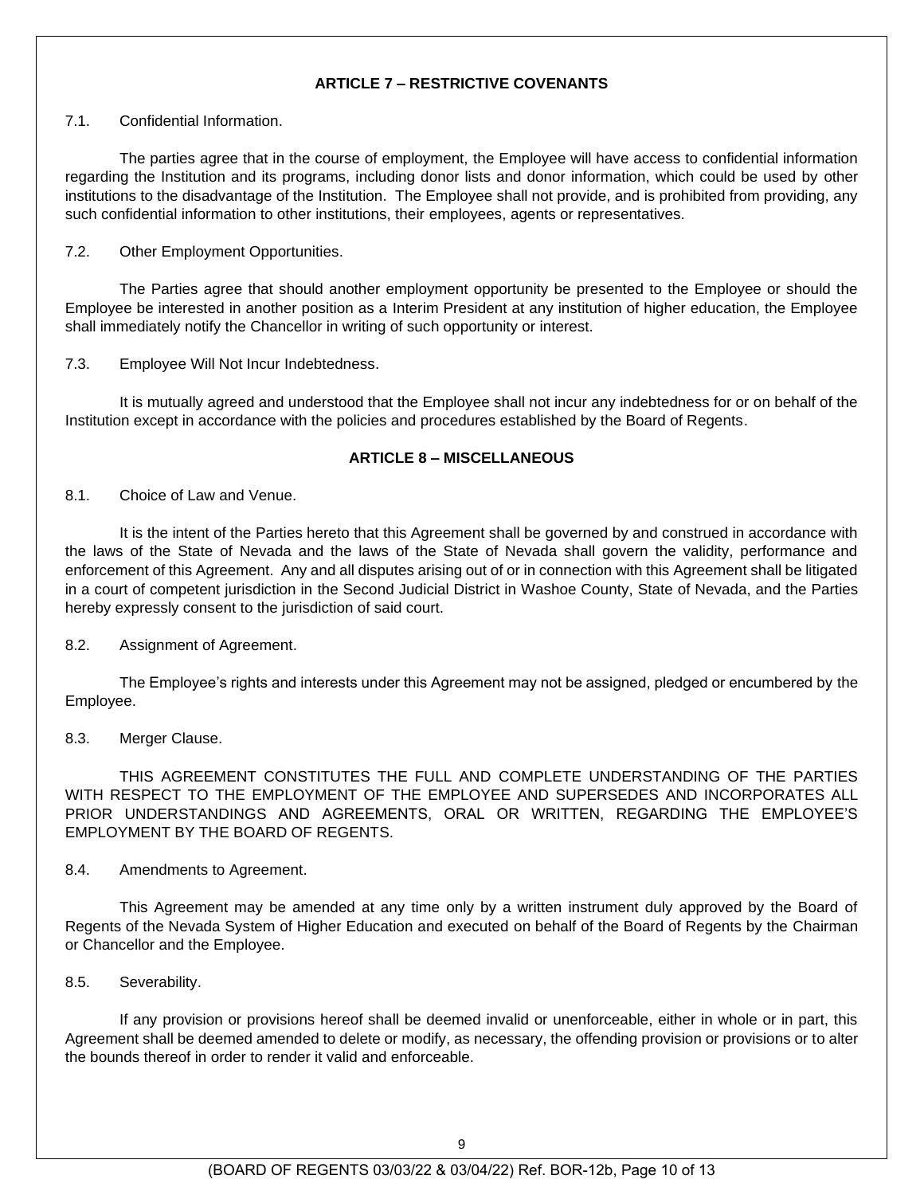## ARTICLE 7 – RESTRICTIVE COVENANTS

7.1. Confidential Information.

The parties agree that in the course of employment, the Employee will have access to confidential information regarding the Institution and its programs, including donor lists and donor information, which could be used by other institutions to the disadvantage of the Institution. The Employee shall not provide, and is prohibited from providing, any such confidential information to other institutions, their employees, agents or representatives.

7.2. Other Employment Opportunities.

The Parties agree that should another employment opportunity be presented to the Employee or should the Employee be interested in another position as a Interim President at any institution of higher education, the Employee shall immediately notify the Chancellor in writing of such opportunity or interest.

7.3. Employee Will Not Incur Indebtedness.

It is mutually agreed and understood that the Employee shall not incur any indebtedness for or on behalf of the Institution except in accordance with the policies and procedures established by the Board of Regents.

## ARTICLE 8 – MISCELLANEOUS

8.1. Choice of Law and Venue.

It is the intent of the Parties hereto that this Agreement shall be governed by and construed in accordance with the laws of the State of Nevada and the laws of the State of Nevada shall govern the validity, performance and enforcement of this Agreement. Any and all disputes arising out of or in connection with this Agreement shall be litigated in a court of competent jurisdiction in the Second Judicial District in Washoe County, State of Nevada, and the Parties hereby expressly consent to the jurisdiction of said court.

8.2. Assignment of Agreement.

The Employee's rights and interests under this Agreement may not be assigned, pledged or encumbered by the Employee.

8.3. Merger Clause.

THIS AGREEMENT CONSTITUTES THE FULL AND COMPLETE UNDERSTANDING OF THE PARTIES WITH RESPECT TO THE EMPLOYMENT OF THE EMPLOYEE AND SUPERSEDES AND INCORPORATES ALL PRIOR UNDERSTANDINGS AND AGREEMENTS, ORAL OR WRITTEN, REGARDING THE EMPLOYEE'S EMPLOYMENT BY THE BOARD OF REGENTS.

8.4. Amendments to Agreement.

This Agreement may be amended at any time only by a written instrument duly approved by the Board of Regents of the Nevada System of Higher Education and executed on behalf of the Board of Regents by the Chairman or Chancellor and the Employee.

8.5. Severability.

If any provision or provisions hereof shall be deemed invalid or unenforceable, either in whole or in part, this Agreement shall be deemed amended to delete or modify, as necessary, the offending provision or provisions or to alter the bounds thereof in order to render it valid and enforceable.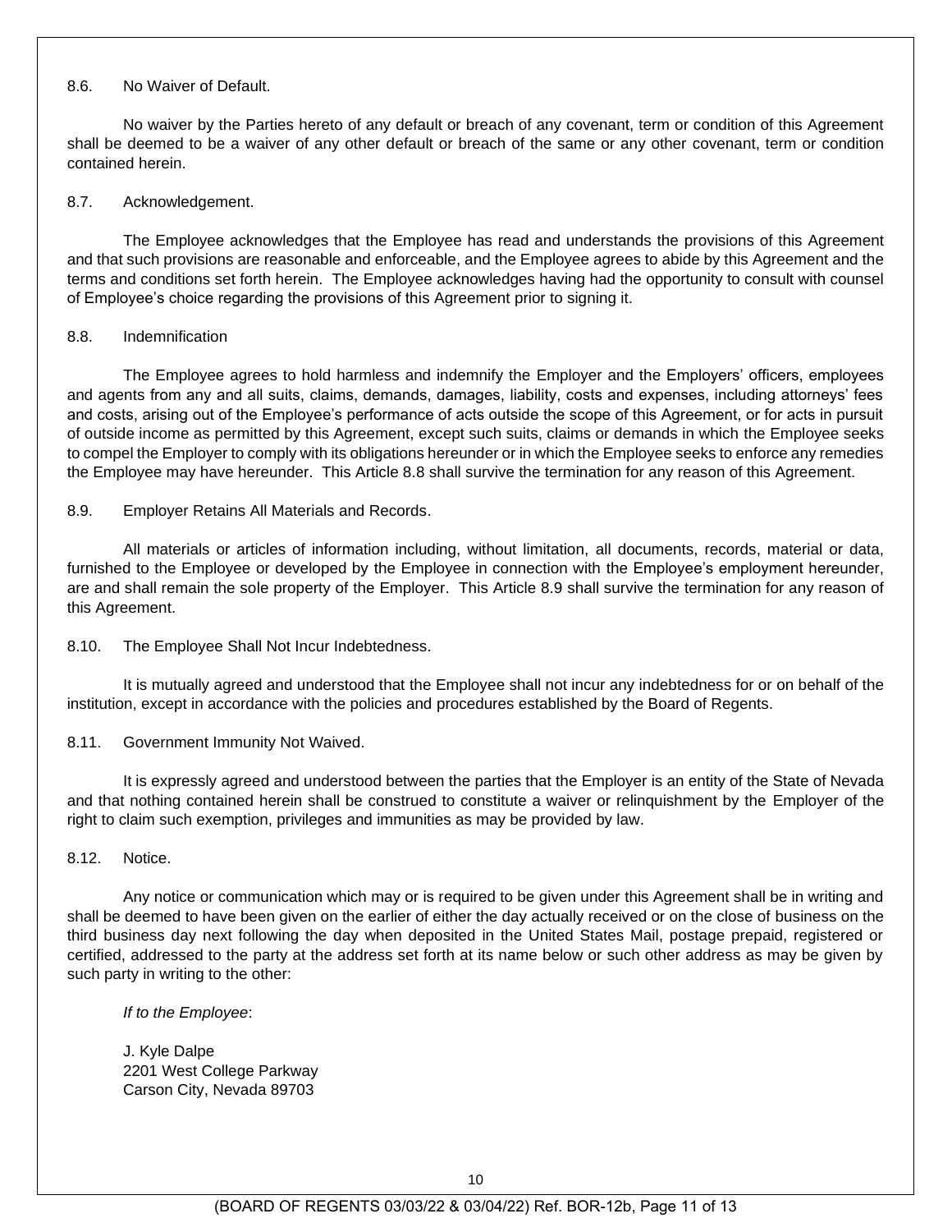8.6. No Waiver of Default.

No waiver by the Parties hereto of any default or breach of any covenant, term or condition of this Agreement shall be deemed to be a waiver of any other default or breach of the same or any other covenant, term or condition contained herein.

8.7. Acknowledgement.

The Employee acknowledges that the Employee has read and understands the provisions of this Agreement and that such provisions are reasonable and enforceable, and the Employee agrees to abide by this Agreement and the terms and conditions set forth herein. The Employee acknowledges having had the opportunity to consult with counsel of Employee's choice regarding the provisions of this Agreement prior to signing it.

8.8. Indemnification

The Employee agrees to hold harmless and indemnify the Employer and the Employers' officers, employees and agents from any and all suits, claims, demands, damages, liability, costs and expenses, including attorneys' fees and costs, arising out of the Employee's performance of acts outside the scope of this Agreement, or for acts in pursuit of outside income as permitted by this Agreement, except such suits, claims or demands in which the Employee seeks to compel the Employer to comply with its obligations hereunder or in which the Employee seeks to enforce any remedies the Employee may have hereunder. This Article 8.8 shall survive the termination for any reason of this Agreement.

8.9. Employer Retains All Materials and Records.

All materials or articles of information including, without limitation, all documents, records, material or data, furnished to the Employee or developed by the Employee in connection with the Employee's employment hereunder, are and shall remain the sole property of the Employer. This Article 8.9 shall survive the termination for any reason of this Agreement.

8.10. The Employee Shall Not Incur Indebtedness.

It is mutually agreed and understood that the Employee shall not incur any indebtedness for or on behalf of the institution, except in accordance with the policies and procedures established by the Board of Regents.

8.11. Government Immunity Not Waived.

It is expressly agreed and understood between the parties that the Employer is an entity of the State of Nevada and that nothing contained herein shall be construed to constitute a waiver or relinquishment by the Employer of the right to claim such exemption, privileges and immunities as may be provided by law.

8.12. Notice.

Any notice or communication which may or is required to be given under this Agreement shall be in writing and shall be deemed to have been given on the earlier of either the day actually received or on the close of business on the third business day next following the day when deposited in the United States Mail, postage prepaid, registered or certified, addressed to the party at the address set forth at its name below or such other address as may be given by such party in writing to the other:

*If to the Employee*:

J. Kyle Dalpe
2201 West College Parkway
Carson City, Nevada 89703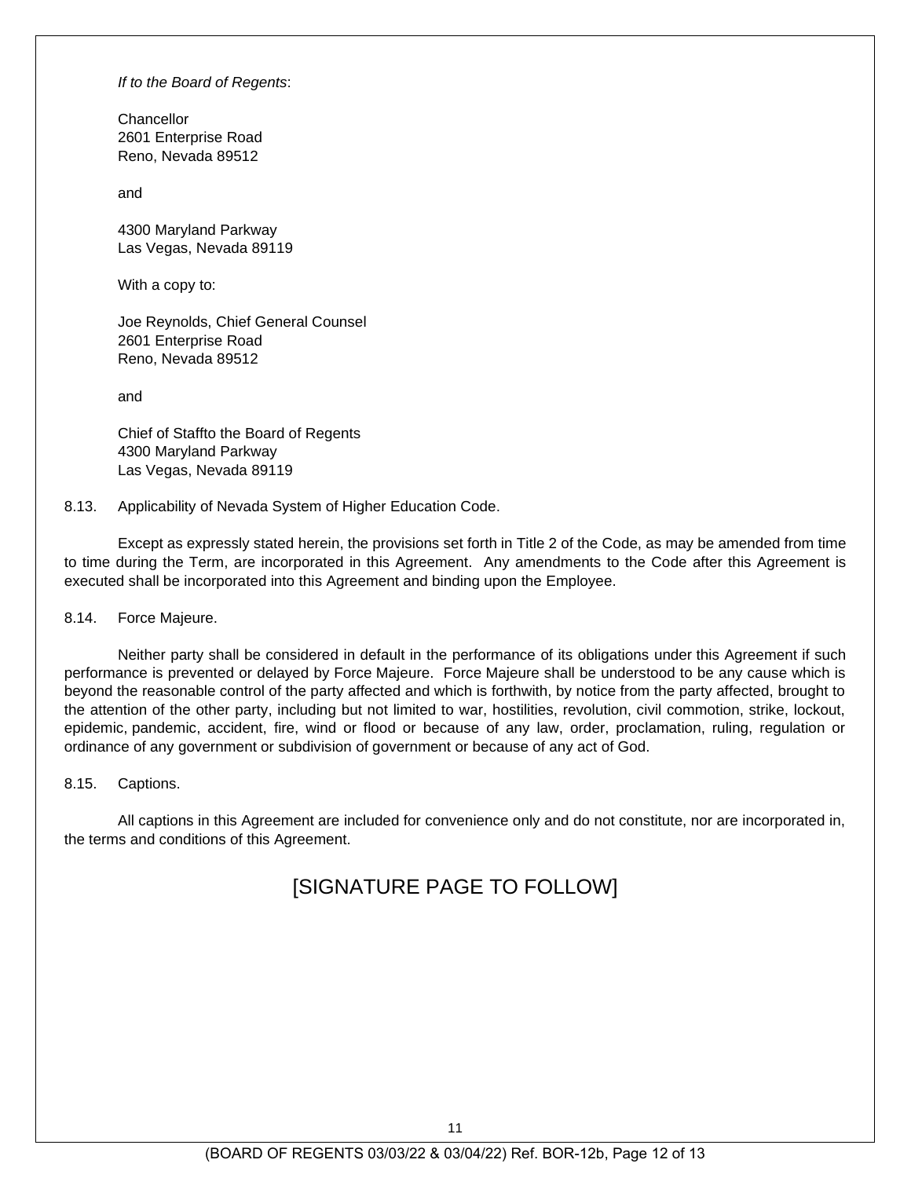*If to the Board of Regents*:

Chancellor
2601 Enterprise Road
Reno, Nevada 89512

and

4300 Maryland Parkway
Las Vegas, Nevada 89119

With a copy to:

Joe Reynolds, Chief General Counsel
2601 Enterprise Road
Reno, Nevada 89512

and

Chief of Staffto the Board of Regents
4300 Maryland Parkway
Las Vegas, Nevada 89119

8.13. Applicability of Nevada System of Higher Education Code.

Except as expressly stated herein, the provisions set forth in Title 2 of the Code, as may be amended from time to time during the Term, are incorporated in this Agreement. Any amendments to the Code after this Agreement is executed shall be incorporated into this Agreement and binding upon the Employee.

8.14. Force Majeure.

Neither party shall be considered in default in the performance of its obligations under this Agreement if such performance is prevented or delayed by Force Majeure. Force Majeure shall be understood to be any cause which is beyond the reasonable control of the party affected and which is forthwith, by notice from the party affected, brought to the attention of the other party, including but not limited to war, hostilities, revolution, civil commotion, strike, lockout, epidemic, pandemic, accident, fire, wind or flood or because of any law, order, proclamation, ruling, regulation or ordinance of any government or subdivision of government or because of any act of God.

8.15. Captions.

All captions in this Agreement are included for convenience only and do not constitute, nor are incorporated in, the terms and conditions of this Agreement.

[SIGNATURE PAGE TO FOLLOW]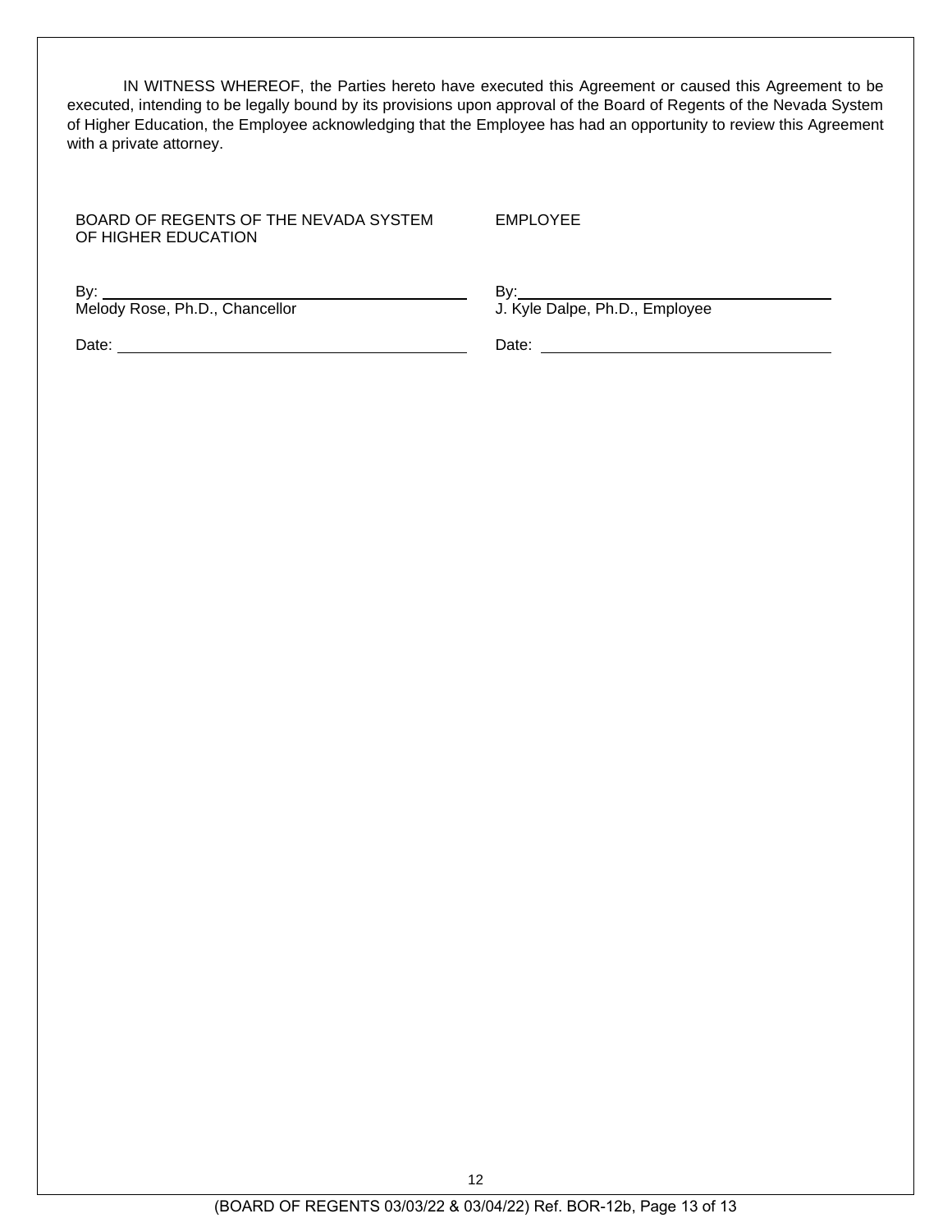IN WITNESS WHEREOF, the Parties hereto have executed this Agreement or caused this Agreement to be executed, intending to be legally bound by its provisions upon approval of the Board of Regents of the Nevada System of Higher Education, the Employee acknowledging that the Employee has had an opportunity to review this Agreement with a private attorney.

| BOARD OF REGENTS OF THE NEVADA SYSTEM OF HIGHER EDUCATION | EMPLOYEE |
| --- | --- |
| By: ______________________________ | By: ______________________________ |
| Melody Rose, Ph.D., Chancellor | J. Kyle Dalpe, Ph.D., Employee |
| Date: ______________________________ | Date: ______________________________ |